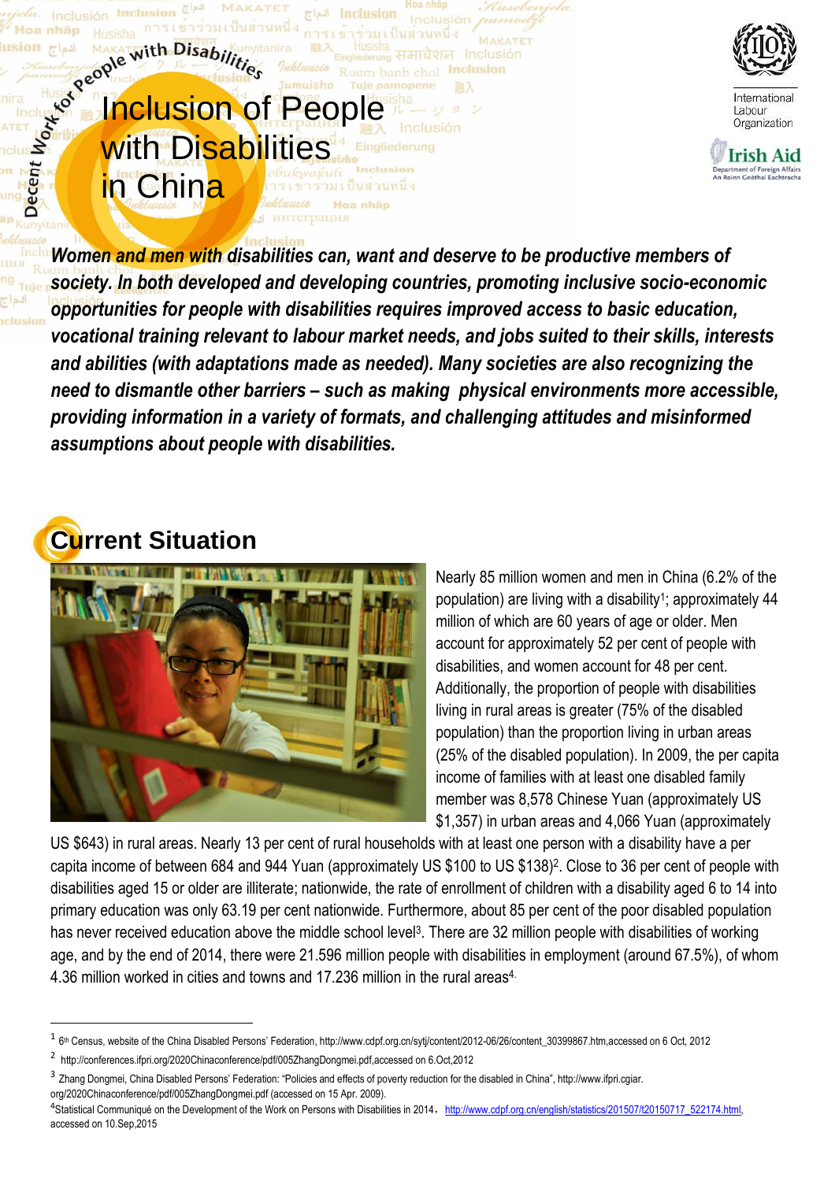# Inclusion of People with Disabilities in China

***Women and men with disabilities can, want and deserve to be productive members of society. In both developed and developing countries, promoting inclusive socio-economic opportunities for people with disabilities requires improved access to basic education, vocational training relevant to labour market needs, and jobs suited to their skills, interests and abilities (with adaptations made as needed). Many societies are also recognizing the need to dismantle other barriers – such as making physical environments more accessible, providing information in a variety of formats, and challenging attitudes and misinformed assumptions about people with disabilities.***

## Current Situation

Nearly 85 million women and men in China (6.2% of the population) are living with a disability[1]; approximately 44 million of which are 60 years of age or older. Men account for approximately 52 per cent of people with disabilities, and women account for 48 per cent. Additionally, the proportion of people with disabilities living in rural areas is greater (75% of the disabled population) than the proportion living in urban areas (25% of the disabled population). In 2009, the per capita income of families with at least one disabled family member was 8,578 Chinese Yuan (approximately US $1,357) in urban areas and 4,066 Yuan (approximately US $643) in rural areas. Nearly 13 per cent of rural households with at least one person with a disability have a per capita income of between 684 and 944 Yuan (approximately US $100 to US $138)[2]. Close to 36 per cent of people with disabilities aged 15 or older are illiterate; nationwide, the rate of enrollment of children with a disability aged 6 to 14 into primary education was only 63.19 per cent nationwide. Furthermore, about 85 per cent of the poor disabled population has never received education above the middle school level[3]. There are 32 million people with disabilities of working age, and by the end of 2014, there were 21.596 million people with disabilities in employment (around 67.5%), of whom 4.36 million worked in cities and towns and 17.236 million in the rural areas[4].

---

[1] 6th Census, website of the China Disabled Persons' Federation, http://www.cdpf.org.cn/sytj/content/2012-06/26/content_30399867.htm,accessed on 6 Oct, 2012

[2] http://conferences.ifpri.org/2020Chinaconference/pdf/005ZhangDongmei.pdf,accessed on 6.Oct,2012

[3] Zhang Dongmei, China Disabled Persons' Federation: "Policies and effects of poverty reduction for the disabled in China", http://www.ifpri.cgiar.org/2020Chinaconference/pdf/005ZhangDongmei.pdf (accessed on 15 Apr. 2009).

[4] Statistical Communiqué on the Development of the Work on Persons with Disabilities in 2014，http://www.cdpf.org.cn/english/statistics/201507/t20150717_522174.html, accessed on 10.Sep,2015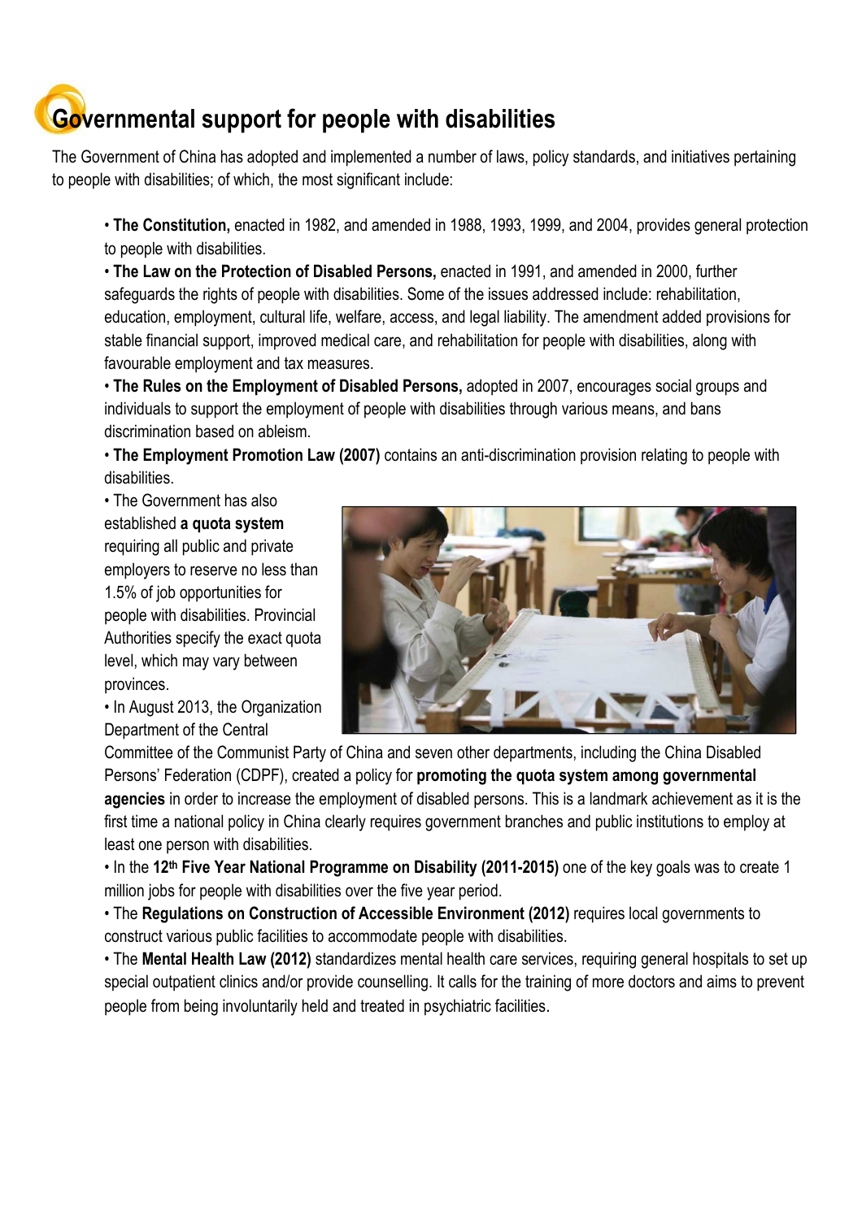# Governmental support for people with disabilities

The Government of China has adopted and implemented a number of laws, policy standards, and initiatives pertaining to people with disabilities; of which, the most significant include:

- **The Constitution,** enacted in 1982, and amended in 1988, 1993, 1999, and 2004, provides general protection to people with disabilities.
- **The Law on the Protection of Disabled Persons,** enacted in 1991, and amended in 2000, further safeguards the rights of people with disabilities. Some of the issues addressed include: rehabilitation, education, employment, cultural life, welfare, access, and legal liability. The amendment added provisions for stable financial support, improved medical care, and rehabilitation for people with disabilities, along with favourable employment and tax measures.
- **The Rules on the Employment of Disabled Persons,** adopted in 2007, encourages social groups and individuals to support the employment of people with disabilities through various means, and bans discrimination based on ableism.
- **The Employment Promotion Law (2007)** contains an anti-discrimination provision relating to people with disabilities.
- The Government has also established **a quota system** requiring all public and private employers to reserve no less than 1.5% of job opportunities for people with disabilities. Provincial Authorities specify the exact quota level, which may vary between provinces.
- In August 2013, the Organization Department of the Central Committee of the Communist Party of China and seven other departments, including the China Disabled Persons' Federation (CDPF), created a policy for **promoting the quota system among governmental agencies** in order to increase the employment of disabled persons. This is a landmark achievement as it is the first time a national policy in China clearly requires government branches and public institutions to employ at least one person with disabilities.
- In the **12th Five Year National Programme on Disability (2011-2015)** one of the key goals was to create 1 million jobs for people with disabilities over the five year period.
- The **Regulations on Construction of Accessible Environment (2012)** requires local governments to construct various public facilities to accommodate people with disabilities.
- The **Mental Health Law (2012)** standardizes mental health care services, requiring general hospitals to set up special outpatient clinics and/or provide counselling. It calls for the training of more doctors and aims to prevent people from being involuntarily held and treated in psychiatric facilities.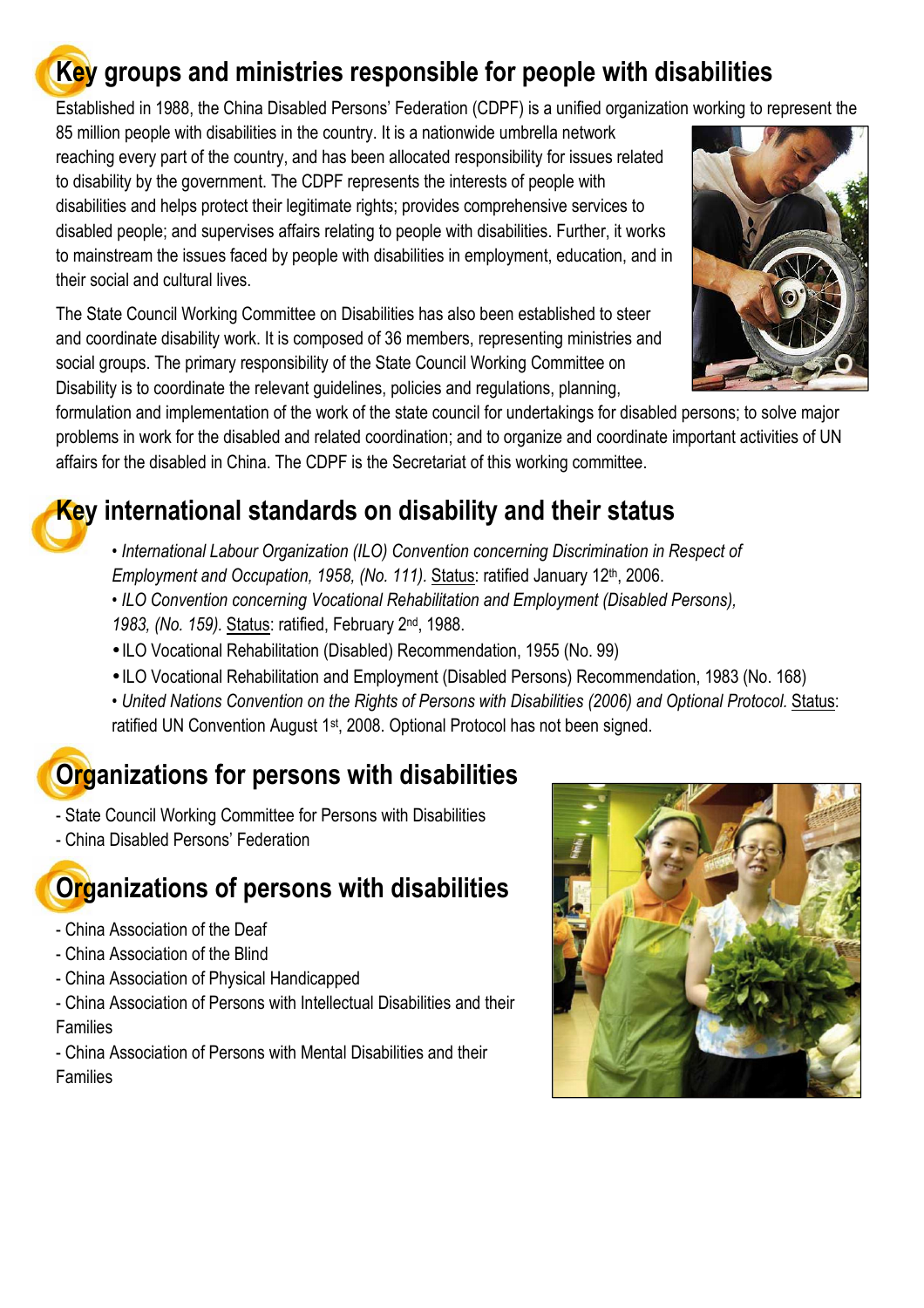## Key groups and ministries responsible for people with disabilities

Established in 1988, the China Disabled Persons' Federation (CDPF) is a unified organization working to represent the 85 million people with disabilities in the country. It is a nationwide umbrella network reaching every part of the country, and has been allocated responsibility for issues related to disability by the government. The CDPF represents the interests of people with disabilities and helps protect their legitimate rights; provides comprehensive services to disabled people; and supervises affairs relating to people with disabilities. Further, it works to mainstream the issues faced by people with disabilities in employment, education, and in their social and cultural lives.

The State Council Working Committee on Disabilities has also been established to steer and coordinate disability work. It is composed of 36 members, representing ministries and social groups. The primary responsibility of the State Council Working Committee on Disability is to coordinate the relevant guidelines, policies and regulations, planning, formulation and implementation of the work of the state council for undertakings for disabled persons; to solve major problems in work for the disabled and related coordination; and to organize and coordinate important activities of UN affairs for the disabled in China. The CDPF is the Secretariat of this working committee.

## Key international standards on disability and their status

- *International Labour Organization (ILO) Convention concerning Discrimination in Respect of Employment and Occupation, 1958, (No. 111).* Status: ratified January 12th, 2006.
- *ILO Convention concerning Vocational Rehabilitation and Employment (Disabled Persons), 1983, (No. 159).* Status: ratified, February 2nd, 1988.
- ILO Vocational Rehabilitation (Disabled) Recommendation, 1955 (No. 99)
- ILO Vocational Rehabilitation and Employment (Disabled Persons) Recommendation, 1983 (No. 168)
- *United Nations Convention on the Rights of Persons with Disabilities (2006) and Optional Protocol.* Status: ratified UN Convention August 1st, 2008. Optional Protocol has not been signed.

## Organizations for persons with disabilities

- State Council Working Committee for Persons with Disabilities
- China Disabled Persons' Federation

## Organizations of persons with disabilities

- China Association of the Deaf
- China Association of the Blind
- China Association of Physical Handicapped
- China Association of Persons with Intellectual Disabilities and their Families
- China Association of Persons with Mental Disabilities and their Families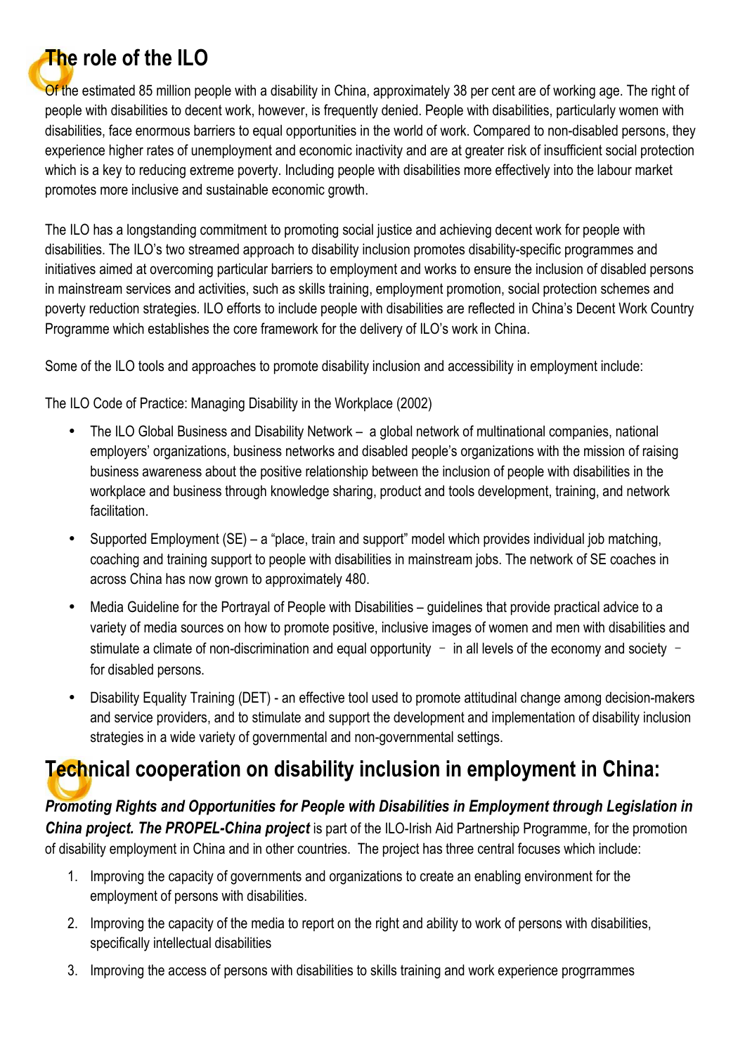## The role of the ILO

Of the estimated 85 million people with a disability in China, approximately 38 per cent are of working age. The right of people with disabilities to decent work, however, is frequently denied. People with disabilities, particularly women with disabilities, face enormous barriers to equal opportunities in the world of work. Compared to non-disabled persons, they experience higher rates of unemployment and economic inactivity and are at greater risk of insufficient social protection which is a key to reducing extreme poverty. Including people with disabilities more effectively into the labour market promotes more inclusive and sustainable economic growth.

The ILO has a longstanding commitment to promoting social justice and achieving decent work for people with disabilities. The ILO's two streamed approach to disability inclusion promotes disability-specific programmes and initiatives aimed at overcoming particular barriers to employment and works to ensure the inclusion of disabled persons in mainstream services and activities, such as skills training, employment promotion, social protection schemes and poverty reduction strategies. ILO efforts to include people with disabilities are reflected in China's Decent Work Country Programme which establishes the core framework for the delivery of ILO's work in China.

Some of the ILO tools and approaches to promote disability inclusion and accessibility in employment include:

The ILO Code of Practice: Managing Disability in the Workplace (2002)

- The ILO Global Business and Disability Network – a global network of multinational companies, national employers' organizations, business networks and disabled people's organizations with the mission of raising business awareness about the positive relationship between the inclusion of people with disabilities in the workplace and business through knowledge sharing, product and tools development, training, and network facilitation.
- Supported Employment (SE) – a "place, train and support" model which provides individual job matching, coaching and training support to people with disabilities in mainstream jobs. The network of SE coaches in across China has now grown to approximately 480.
- Media Guideline for the Portrayal of People with Disabilities – guidelines that provide practical advice to a variety of media sources on how to promote positive, inclusive images of women and men with disabilities and stimulate a climate of non-discrimination and equal opportunity – in all levels of the economy and society – for disabled persons.
- Disability Equality Training (DET) - an effective tool used to promote attitudinal change among decision-makers and service providers, and to stimulate and support the development and implementation of disability inclusion strategies in a wide variety of governmental and non-governmental settings.

## Technical cooperation on disability inclusion in employment in China:

***Promoting Rights and Opportunities for People with Disabilities in Employment through Legislation in China project. The PROPEL-China project*** is part of the ILO-Irish Aid Partnership Programme, for the promotion of disability employment in China and in other countries. The project has three central focuses which include:

1. Improving the capacity of governments and organizations to create an enabling environment for the employment of persons with disabilities.
2. Improving the capacity of the media to report on the right and ability to work of persons with disabilities, specifically intellectual disabilities
3. Improving the access of persons with disabilities to skills training and work experience progrrammes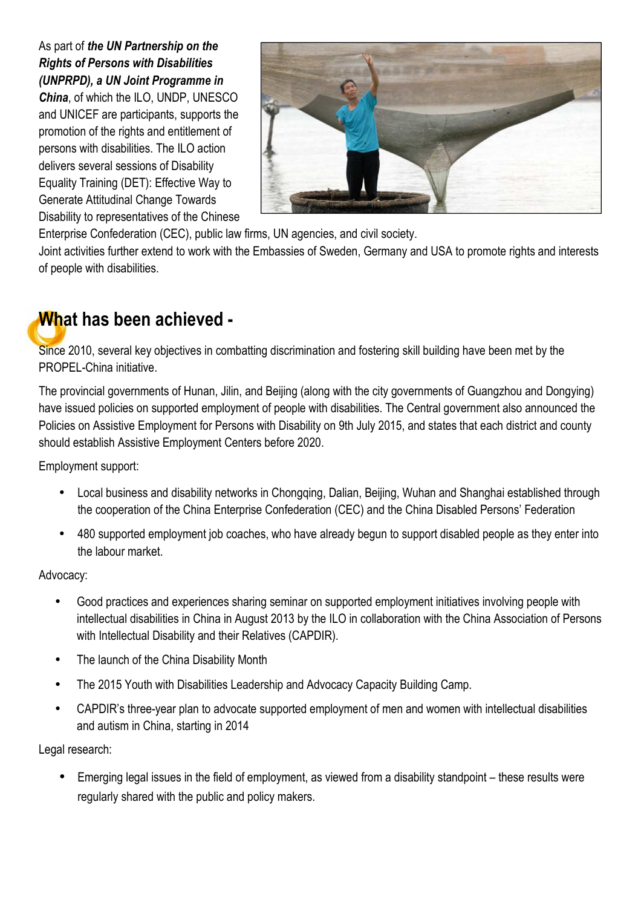As part of ***the UN Partnership on the Rights of Persons with Disabilities (UNPRPD), a UN Joint Programme in China***, of which the ILO, UNDP, UNESCO and UNICEF are participants, supports the promotion of the rights and entitlement of persons with disabilities. The ILO action delivers several sessions of Disability Equality Training (DET): Effective Way to Generate Attitudinal Change Towards Disability to representatives of the Chinese Enterprise Confederation (CEC), public law firms, UN agencies, and civil society.

Joint activities further extend to work with the Embassies of Sweden, Germany and USA to promote rights and interests of people with disabilities.

## What has been achieved -

Since 2010, several key objectives in combatting discrimination and fostering skill building have been met by the PROPEL-China initiative.

The provincial governments of Hunan, Jilin, and Beijing (along with the city governments of Guangzhou and Dongying) have issued policies on supported employment of people with disabilities. The Central government also announced the Policies on Assistive Employment for Persons with Disability on 9th July 2015, and states that each district and county should establish Assistive Employment Centers before 2020.

Employment support:

- Local business and disability networks in Chongqing, Dalian, Beijing, Wuhan and Shanghai established through the cooperation of the China Enterprise Confederation (CEC) and the China Disabled Persons' Federation
- 480 supported employment job coaches, who have already begun to support disabled people as they enter into the labour market.

Advocacy:

- Good practices and experiences sharing seminar on supported employment initiatives involving people with intellectual disabilities in China in August 2013 by the ILO in collaboration with the China Association of Persons with Intellectual Disability and their Relatives (CAPDIR).
- The launch of the China Disability Month
- The 2015 Youth with Disabilities Leadership and Advocacy Capacity Building Camp.
- CAPDIR's three-year plan to advocate supported employment of men and women with intellectual disabilities and autism in China, starting in 2014

Legal research:

- Emerging legal issues in the field of employment, as viewed from a disability standpoint – these results were regularly shared with the public and policy makers.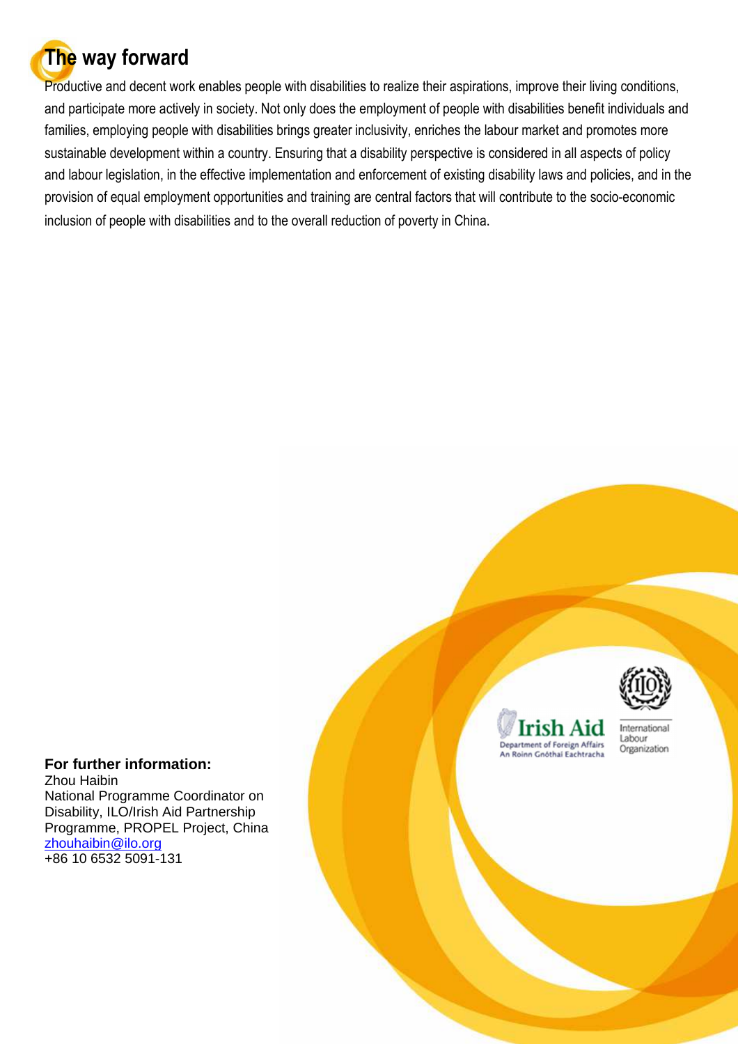## The way forward

Productive and decent work enables people with disabilities to realize their aspirations, improve their living conditions, and participate more actively in society. Not only does the employment of people with disabilities benefit individuals and families, employing people with disabilities brings greater inclusivity, enriches the labour market and promotes more sustainable development within a country. Ensuring that a disability perspective is considered in all aspects of policy and labour legislation, in the effective implementation and enforcement of existing disability laws and policies, and in the provision of equal employment opportunities and training are central factors that will contribute to the socio-economic inclusion of people with disabilities and to the overall reduction of poverty in China.

**For further information:**
Zhou Haibin
National Programme Coordinator on Disability, ILO/Irish Aid Partnership Programme, PROPEL Project, China
zhouhaibin@ilo.org
+86 10 6532 5091-131

Irish Aid
Department of Foreign Affairs
An Roinn Gnóthaí Eachtracha

International Labour Organization